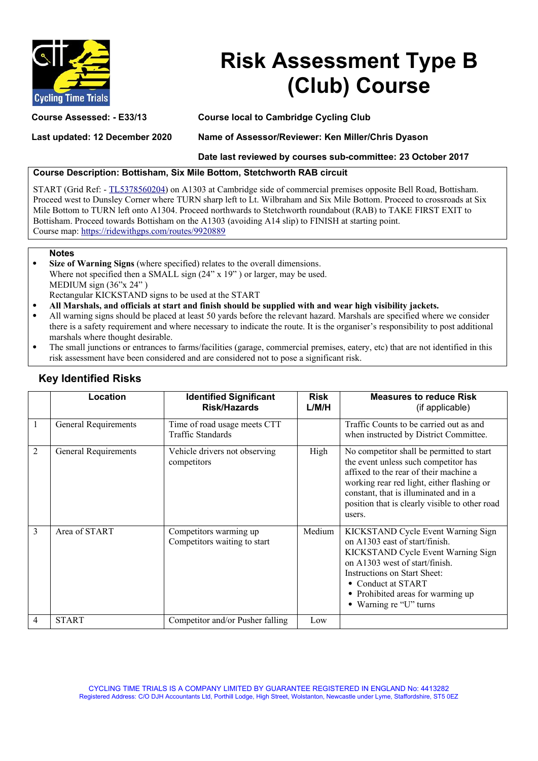# Risk Assessment Type B (Club) Course

**Course Assessed: - E33/13**

**Course local to Cambridge Cycling Club**

**Last updated: 12 December 2020**

**Name of Assessor/Reviewer: Ken Miller/Chris Dyason**

**Date last reviewed by courses sub-committee: 23 October 2017**

**Course Description: Bottisham, Six Mile Bottom, Stetchworth RAB circuit**

START (Grid Ref: - TL5378560204) on A1303 at Cambridge side of commercial premises opposite Bell Road, Bottisham. Proceed west to Dunsley Corner where TURN sharp left to Lt. Wilbraham and Six Mile Bottom. Proceed to crossroads at Six Mile Bottom to TURN left onto A1304. Proceed northwards to Stetchworth roundabout (RAB) to TAKE FIRST EXIT to Bottisham. Proceed towards Bottisham on the A1303 (avoiding A14 slip) to FINISH at starting point.
Course map: https://ridewithgps.com/routes/9920889

**Notes**

- **Size of Warning Signs** (where specified) relates to the overall dimensions.
  Where not specified then a SMALL sign (24" x 19" ) or larger, may be used.
  MEDIUM sign (36"x 24" )
  Rectangular KICKSTAND signs to be used at the START
- **All Marshals, and officials at start and finish should be supplied with and wear high visibility jackets.**
- All warning signs should be placed at least 50 yards before the relevant hazard. Marshals are specified where we consider there is a safety requirement and where necessary to indicate the route. It is the organiser's responsibility to post additional marshals where thought desirable.
- The small junctions or entrances to farms/facilities (garage, commercial premises, eatery, etc) that are not identified in this risk assessment have been considered and are considered not to pose a significant risk.

## Key Identified Risks

| | Location | Identified Significant Risk/Hazards | Risk L/M/H | Measures to reduce Risk (if applicable) |
|---|---|---|---|---|
| 1 | General Requirements | Time of road usage meets CTT Traffic Standards | | Traffic Counts to be carried out as and when instructed by District Committee. |
| 2 | General Requirements | Vehicle drivers not observing competitors | High | No competitor shall be permitted to start the event unless such competitor has affixed to the rear of their machine a working rear red light, either flashing or constant, that is illuminated and in a position that is clearly visible to other road users. |
| 3 | Area of START | Competitors warming up<br>Competitors waiting to start | Medium | KICKSTAND Cycle Event Warning Sign on A1303 east of start/finish.<br>KICKSTAND Cycle Event Warning Sign on A1303 west of start/finish.<br>Instructions on Start Sheet:<br>• Conduct at START<br>• Prohibited areas for warming up<br>• Warning re "U" turns |
| 4 | START | Competitor and/or Pusher falling | Low | |

CYCLING TIME TRIALS IS A COMPANY LIMITED BY GUARANTEE REGISTERED IN ENGLAND No: 4413282
Registered Address: C/O DJH Accountants Ltd, Porthill Lodge, High Street, Wolstanton, Newcastle under Lyme, Staffordshire, ST5 0EZ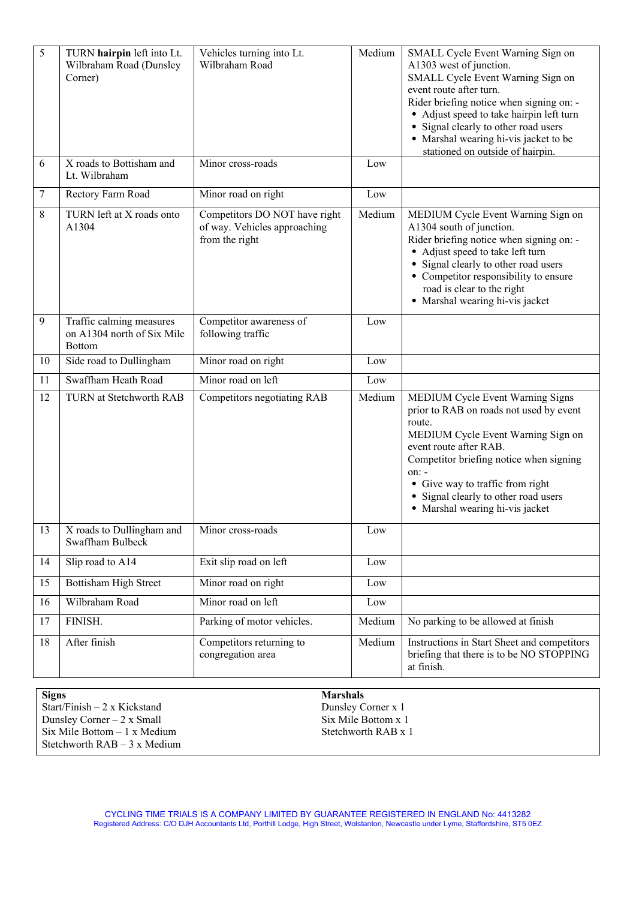| | | | | |
|---|---|---|---|---|
| 5 | TURN **hairpin** left into Lt. Wilbraham Road (Dunsley Corner) | Vehicles turning into Lt. Wilbraham Road | Medium | SMALL Cycle Event Warning Sign on A1303 west of junction.<br>SMALL Cycle Event Warning Sign on event route after turn.<br>Rider briefing notice when signing on: -<br>• Adjust speed to take hairpin left turn<br>• Signal clearly to other road users<br>• Marshal wearing hi-vis jacket to be stationed on outside of hairpin. |
| 6 | X roads to Bottisham and Lt. Wilbraham | Minor cross-roads | Low | |
| 7 | Rectory Farm Road | Minor road on right | Low | |
| 8 | TURN left at X roads onto A1304 | Competitors DO NOT have right of way. Vehicles approaching from the right | Medium | MEDIUM Cycle Event Warning Sign on A1304 south of junction.<br>Rider briefing notice when signing on: -<br>• Adjust speed to take left turn<br>• Signal clearly to other road users<br>• Competitor responsibility to ensure road is clear to the right<br>• Marshal wearing hi-vis jacket |
| 9 | Traffic calming measures on A1304 north of Six Mile Bottom | Competitor awareness of following traffic | Low | |
| 10 | Side road to Dullingham | Minor road on right | Low | |
| 11 | Swaffham Heath Road | Minor road on left | Low | |
| 12 | TURN at Stetchworth RAB | Competitors negotiating RAB | Medium | MEDIUM Cycle Event Warning Signs prior to RAB on roads not used by event route.<br>MEDIUM Cycle Event Warning Sign on event route after RAB.<br>Competitor briefing notice when signing on: -<br>• Give way to traffic from right<br>• Signal clearly to other road users<br>• Marshal wearing hi-vis jacket |
| 13 | X roads to Dullingham and Swaffham Bulbeck | Minor cross-roads | Low | |
| 14 | Slip road to A14 | Exit slip road on left | Low | |
| 15 | Bottisham High Street | Minor road on right | Low | |
| 16 | Wilbraham Road | Minor road on left | Low | |
| 17 | FINISH. | Parking of motor vehicles. | Medium | No parking to be allowed at finish |
| 18 | After finish | Competitors returning to congregation area | Medium | Instructions in Start Sheet and competitors briefing that there is to be NO STOPPING at finish. |

| Signs | Marshals |
|---|---|
| Start/Finish – 2 x Kickstand | Dunsley Corner x 1 |
| Dunsley Corner – 2 x Small | Six Mile Bottom x 1 |
| Six Mile Bottom – 1 x Medium | Stetchworth RAB x 1 |
| Stetchworth RAB – 3 x Medium | |

CYCLING TIME TRIALS IS A COMPANY LIMITED BY GUARANTEE REGISTERED IN ENGLAND No: 4413282
Registered Address: C/O DJH Accountants Ltd, Porthill Lodge, High Street, Wolstanton, Newcastle under Lyme, Staffordshire, ST5 0EZ